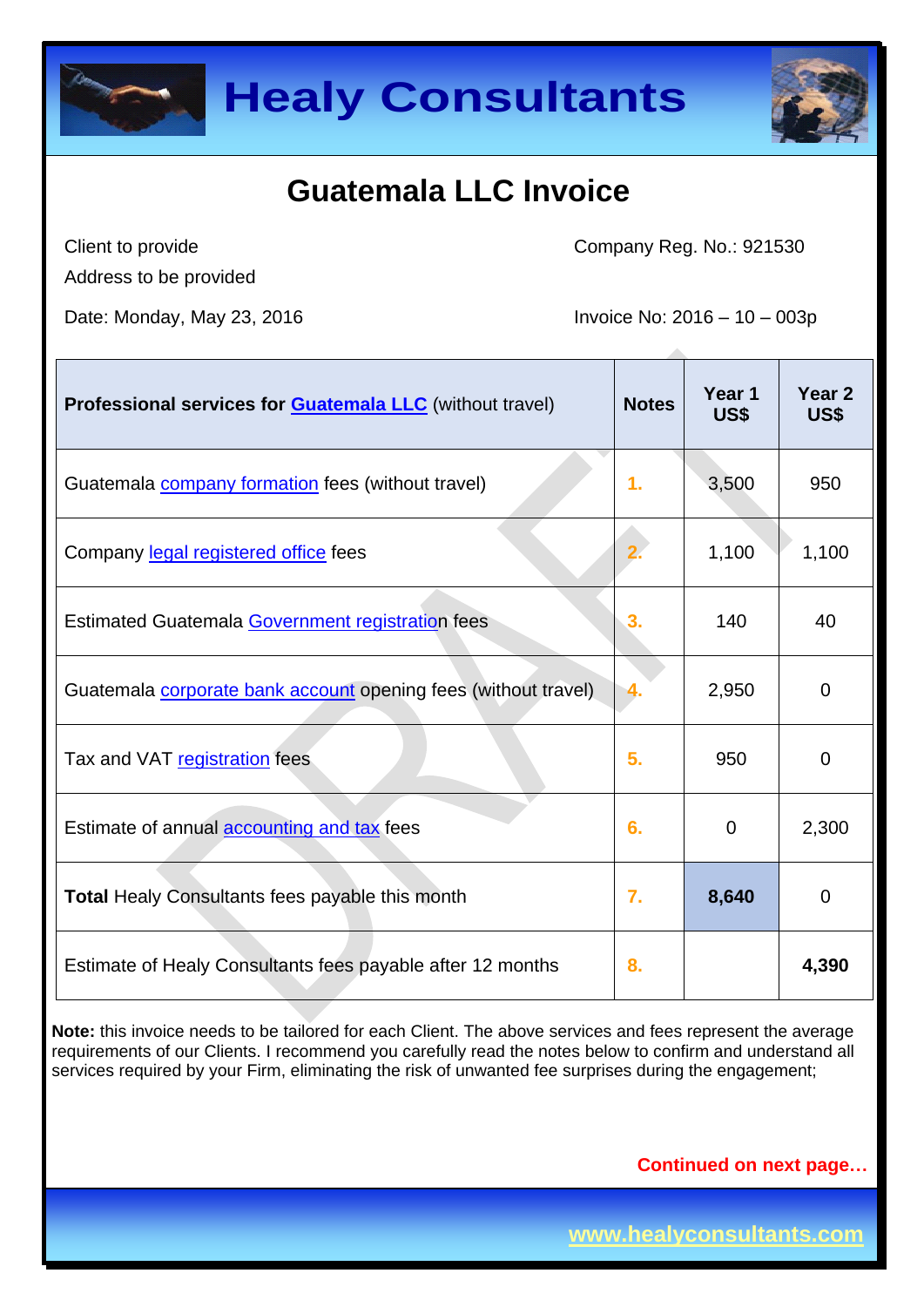# Healy Consultants

## Guatemala LLC Invoice

Client to provide
Address to be provided

Company Reg. No.: 921530

Date: Monday, May 23, 2016

Invoice No: 2016 – 10 – 003p

| **Professional services for Guatemala LLC** (without travel) | **Notes** | **Year 1 US$** | **Year 2 US$** |
|---|---|---|---|
| Guatemala company formation fees (without travel) | 1. | 3,500 | 950 |
| Company legal registered office fees | 2. | 1,100 | 1,100 |
| Estimated Guatemala Government registration fees | 3. | 140 | 40 |
| Guatemala corporate bank account opening fees (without travel) | 4. | 2,950 | 0 |
| Tax and VAT registration fees | 5. | 950 | 0 |
| Estimate of annual accounting and tax fees | 6. | 0 | 2,300 |
| **Total** Healy Consultants fees payable this month | 7. | **8,640** | 0 |
| Estimate of Healy Consultants fees payable after 12 months | 8. | | **4,390** |

**Note:** this invoice needs to be tailored for each Client. The above services and fees represent the average requirements of our Clients. I recommend you carefully read the notes below to confirm and understand all services required by your Firm, eliminating the risk of unwanted fee surprises during the engagement;

**Continued on next page…**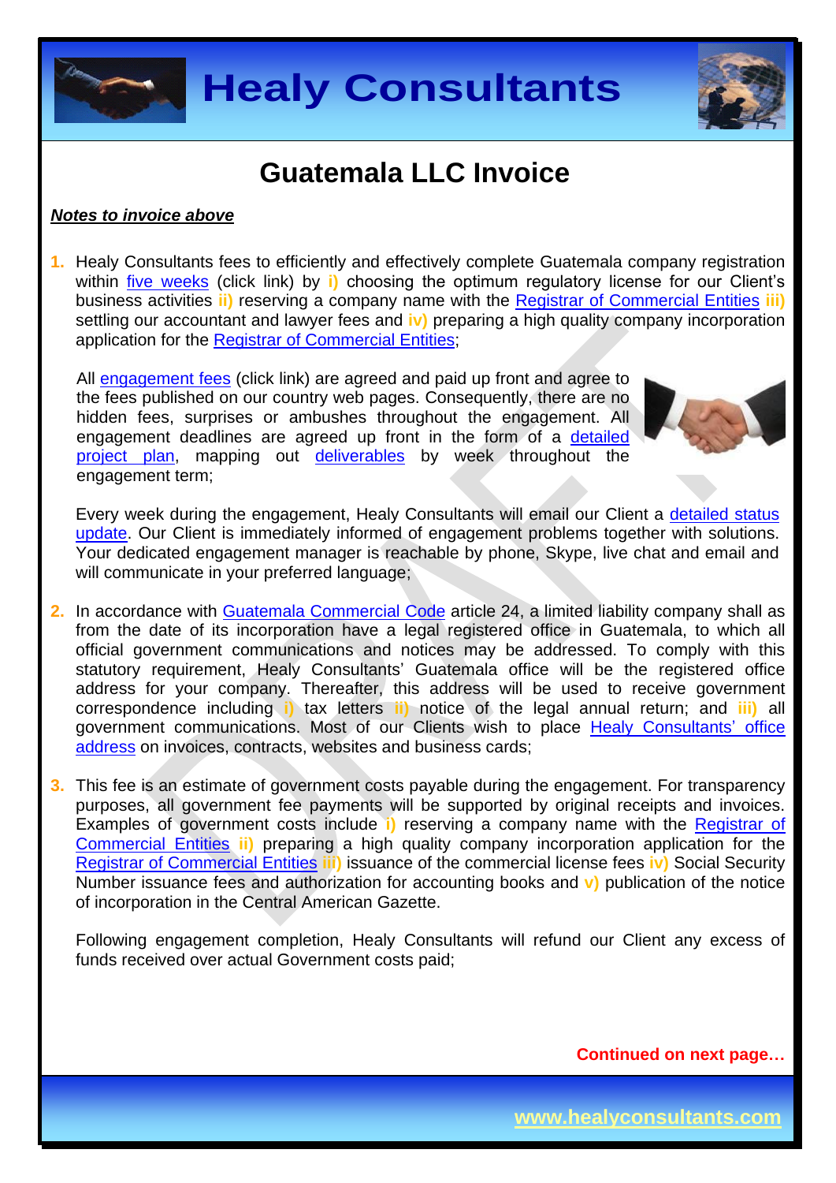# Guatemala LLC Invoice

***Notes to invoice above***

1. Healy Consultants fees to efficiently and effectively complete Guatemala company registration within five weeks (click link) by **i)** choosing the optimum regulatory license for our Client's business activities **ii)** reserving a company name with the Registrar of Commercial Entities **iii)** settling our accountant and lawyer fees and **iv)** preparing a high quality company incorporation application for the Registrar of Commercial Entities;

   All engagement fees (click link) are agreed and paid up front and agree to the fees published on our country web pages. Consequently, there are no hidden fees, surprises or ambushes throughout the engagement. All engagement deadlines are agreed up front in the form of a detailed project plan, mapping out deliverables by week throughout the engagement term;

   Every week during the engagement, Healy Consultants will email our Client a detailed status update. Our Client is immediately informed of engagement problems together with solutions. Your dedicated engagement manager is reachable by phone, Skype, live chat and email and will communicate in your preferred language;

2. In accordance with Guatemala Commercial Code article 24, a limited liability company shall as from the date of its incorporation have a legal registered office in Guatemala, to which all official government communications and notices may be addressed. To comply with this statutory requirement, Healy Consultants' Guatemala office will be the registered office address for your company. Thereafter, this address will be used to receive government correspondence including **i)** tax letters **ii)** notice of the legal annual return; and **iii)** all government communications. Most of our Clients wish to place Healy Consultants' office address on invoices, contracts, websites and business cards;

3. This fee is an estimate of government costs payable during the engagement. For transparency purposes, all government fee payments will be supported by original receipts and invoices. Examples of government costs include **i)** reserving a company name with the Registrar of Commercial Entities **ii)** preparing a high quality company incorporation application for the Registrar of Commercial Entities **iii)** issuance of the commercial license fees **iv)** Social Security Number issuance fees and authorization for accounting books and **v)** publication of the notice of incorporation in the Central American Gazette.

   Following engagement completion, Healy Consultants will refund our Client any excess of funds received over actual Government costs paid;

**Continued on next page…**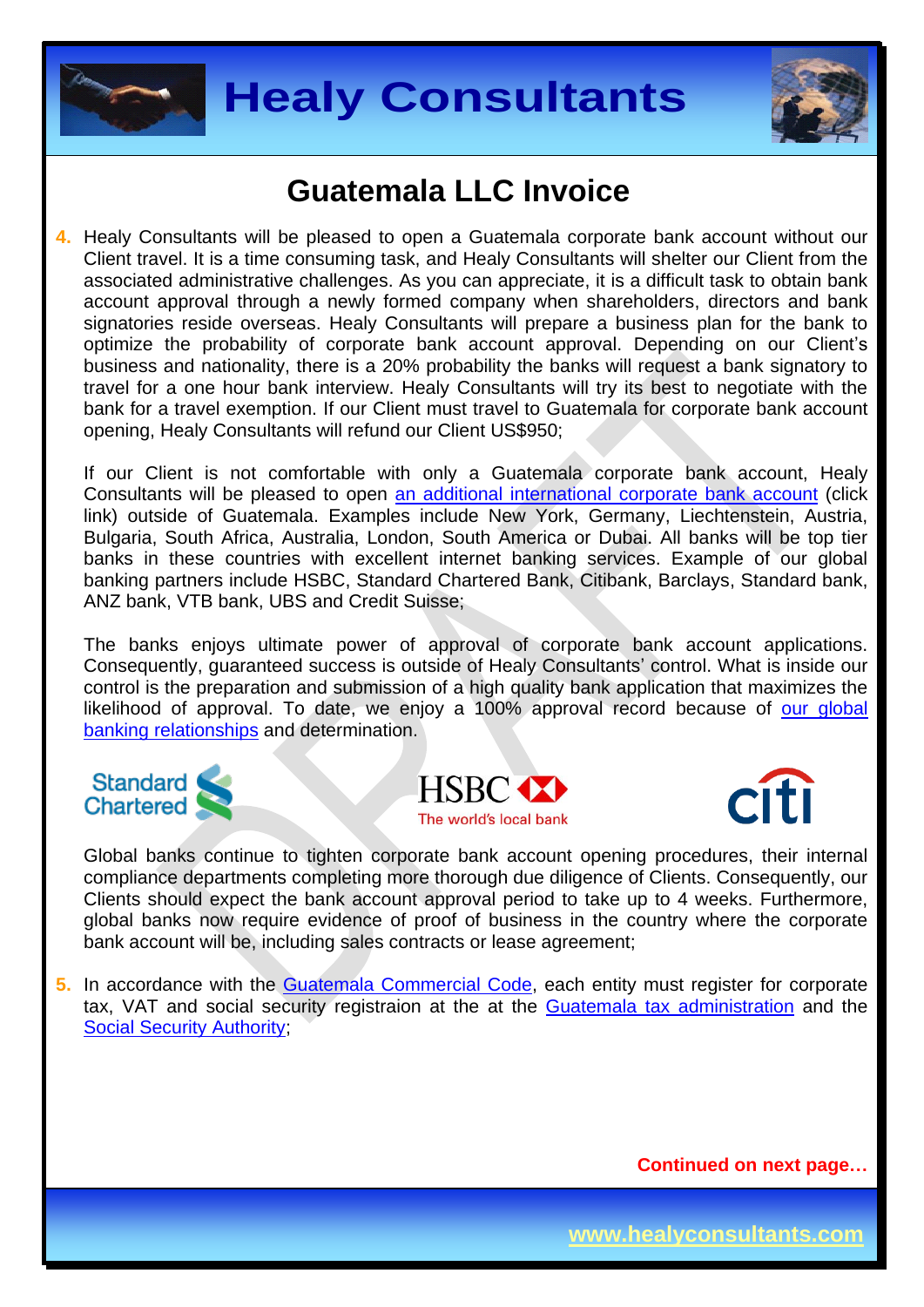# Guatemala LLC Invoice

4. Healy Consultants will be pleased to open a Guatemala corporate bank account without our Client travel. It is a time consuming task, and Healy Consultants will shelter our Client from the associated administrative challenges. As you can appreciate, it is a difficult task to obtain bank account approval through a newly formed company when shareholders, directors and bank signatories reside overseas. Healy Consultants will prepare a business plan for the bank to optimize the probability of corporate bank account approval. Depending on our Client's business and nationality, there is a 20% probability the banks will request a bank signatory to travel for a one hour bank interview. Healy Consultants will try its best to negotiate with the bank for a travel exemption. If our Client must travel to Guatemala for corporate bank account opening, Healy Consultants will refund our Client US$950;

   If our Client is not comfortable with only a Guatemala corporate bank account, Healy Consultants will be pleased to open an additional international corporate bank account (click link) outside of Guatemala. Examples include New York, Germany, Liechtenstein, Austria, Bulgaria, South Africa, Australia, London, South America or Dubai. All banks will be top tier banks in these countries with excellent internet banking services. Example of our global banking partners include HSBC, Standard Chartered Bank, Citibank, Barclays, Standard bank, ANZ bank, VTB bank, UBS and Credit Suisse;

   The banks enjoys ultimate power of approval of corporate bank account applications. Consequently, guaranteed success is outside of Healy Consultants' control. What is inside our control is the preparation and submission of a high quality bank application that maximizes the likelihood of approval. To date, we enjoy a 100% approval record because of our global banking relationships and determination.

   Standard Chartered | HSBC The world's local bank | citi

   Global banks continue to tighten corporate bank account opening procedures, their internal compliance departments completing more thorough due diligence of Clients. Consequently, our Clients should expect the bank account approval period to take up to 4 weeks. Furthermore, global banks now require evidence of proof of business in the country where the corporate bank account will be, including sales contracts or lease agreement;

5. In accordance with the Guatemala Commercial Code, each entity must register for corporate tax, VAT and social security registraion at the at the Guatemala tax administration and the Social Security Authority;

**Continued on next page…**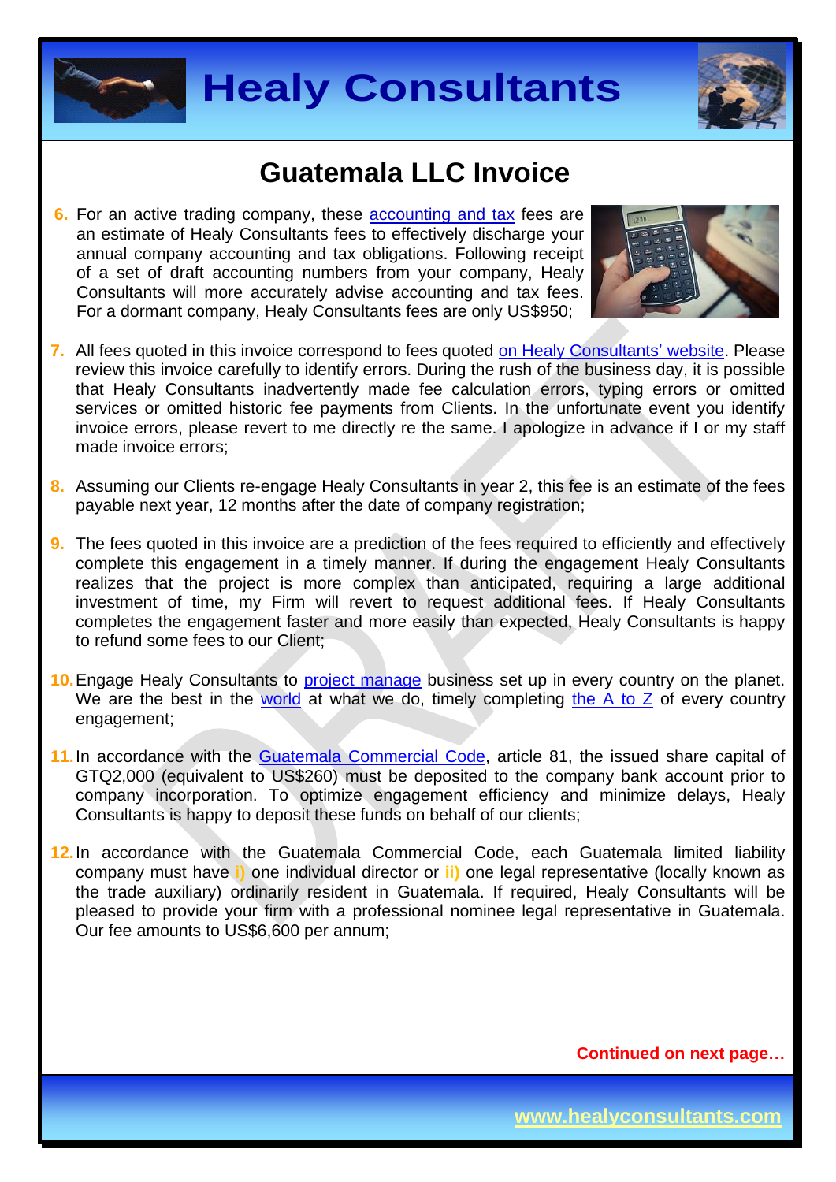## Guatemala LLC Invoice

6. For an active trading company, these accounting and tax fees are an estimate of Healy Consultants fees to effectively discharge your annual company accounting and tax obligations. Following receipt of a set of draft accounting numbers from your company, Healy Consultants will more accurately advise accounting and tax fees. For a dormant company, Healy Consultants fees are only US$950;

7. All fees quoted in this invoice correspond to fees quoted on Healy Consultants' website. Please review this invoice carefully to identify errors. During the rush of the business day, it is possible that Healy Consultants inadvertently made fee calculation errors, typing errors or omitted services or omitted historic fee payments from Clients. In the unfortunate event you identify invoice errors, please revert to me directly re the same. I apologize in advance if I or my staff made invoice errors;

8. Assuming our Clients re-engage Healy Consultants in year 2, this fee is an estimate of the fees payable next year, 12 months after the date of company registration;

9. The fees quoted in this invoice are a prediction of the fees required to efficiently and effectively complete this engagement in a timely manner. If during the engagement Healy Consultants realizes that the project is more complex than anticipated, requiring a large additional investment of time, my Firm will revert to request additional fees. If Healy Consultants completes the engagement faster and more easily than expected, Healy Consultants is happy to refund some fees to our Client;

10. Engage Healy Consultants to project manage business set up in every country on the planet. We are the best in the world at what we do, timely completing the A to Z of every country engagement;

11. In accordance with the Guatemala Commercial Code, article 81, the issued share capital of GTQ2,000 (equivalent to US$260) must be deposited to the company bank account prior to company incorporation. To optimize engagement efficiency and minimize delays, Healy Consultants is happy to deposit these funds on behalf of our clients;

12. In accordance with the Guatemala Commercial Code, each Guatemala limited liability company must have i) one individual director or ii) one legal representative (locally known as the trade auxiliary) ordinarily resident in Guatemala. If required, Healy Consultants will be pleased to provide your firm with a professional nominee legal representative in Guatemala. Our fee amounts to US$6,600 per annum;

**Continued on next page…**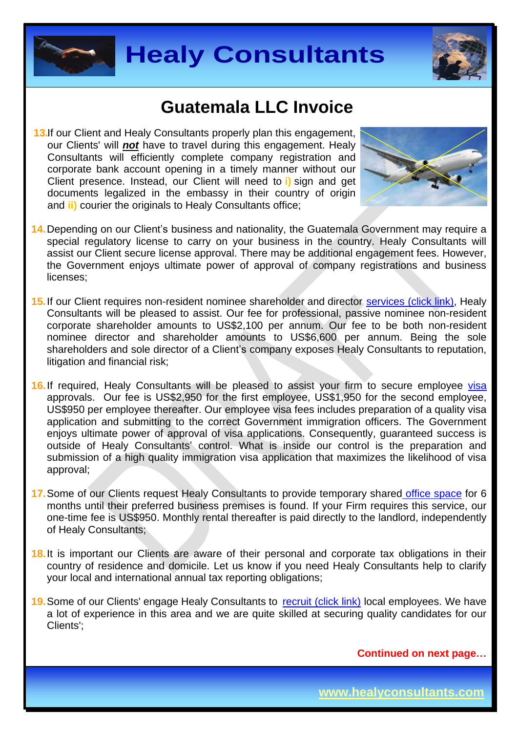# Guatemala LLC Invoice

13. If our Client and Healy Consultants properly plan this engagement, our Clients' will ***not*** have to travel during this engagement. Healy Consultants will efficiently complete company registration and corporate bank account opening in a timely manner without our Client presence. Instead, our Client will need to **i)** sign and get documents legalized in the embassy in their country of origin and **ii)** courier the originals to Healy Consultants office;

14. Depending on our Client's business and nationality, the Guatemala Government may require a special regulatory license to carry on your business in the country. Healy Consultants will assist our Client secure license approval. There may be additional engagement fees. However, the Government enjoys ultimate power of approval of company registrations and business licenses;

15. If our Client requires non-resident nominee shareholder and director services (click link), Healy Consultants will be pleased to assist. Our fee for professional, passive nominee non-resident corporate shareholder amounts to US$2,100 per annum. Our fee to be both non-resident nominee director and shareholder amounts to US$6,600 per annum. Being the sole shareholders and sole director of a Client's company exposes Healy Consultants to reputation, litigation and financial risk;

16. If required, Healy Consultants will be pleased to assist your firm to secure employee visa approvals. Our fee is US$2,950 for the first employee, US$1,950 for the second employee, US$950 per employee thereafter. Our employee visa fees includes preparation of a quality visa application and submitting to the correct Government immigration officers. The Government enjoys ultimate power of approval of visa applications. Consequently, guaranteed success is outside of Healy Consultants' control. What is inside our control is the preparation and submission of a high quality immigration visa application that maximizes the likelihood of visa approval;

17. Some of our Clients request Healy Consultants to provide temporary shared office space for 6 months until their preferred business premises is found. If your Firm requires this service, our one-time fee is US$950. Monthly rental thereafter is paid directly to the landlord, independently of Healy Consultants;

18. It is important our Clients are aware of their personal and corporate tax obligations in their country of residence and domicile. Let us know if you need Healy Consultants help to clarify your local and international annual tax reporting obligations;

19. Some of our Clients' engage Healy Consultants to recruit (click link) local employees. We have a lot of experience in this area and we are quite skilled at securing quality candidates for our Clients';

**Continued on next page…**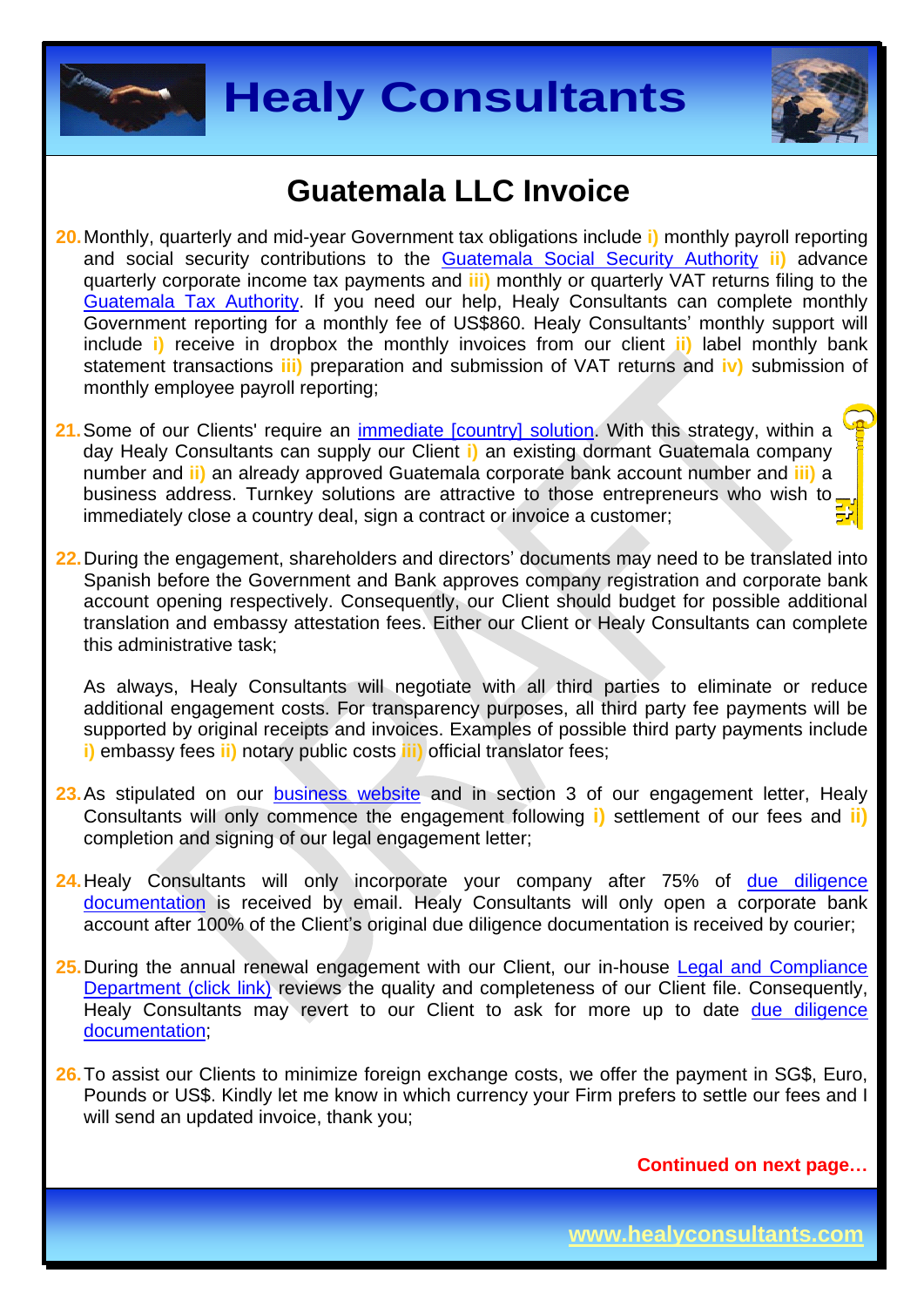# Guatemala LLC Invoice

20. Monthly, quarterly and mid-year Government tax obligations include **i)** monthly payroll reporting and social security contributions to the Guatemala Social Security Authority **ii)** advance quarterly corporate income tax payments and **iii)** monthly or quarterly VAT returns filing to the Guatemala Tax Authority. If you need our help, Healy Consultants can complete monthly Government reporting for a monthly fee of US$860. Healy Consultants' monthly support will include **i)** receive in dropbox the monthly invoices from our client **ii)** label monthly bank statement transactions **iii)** preparation and submission of VAT returns and **iv)** submission of monthly employee payroll reporting;

21. Some of our Clients' require an immediate [country] solution. With this strategy, within a day Healy Consultants can supply our Client **i)** an existing dormant Guatemala company number and **ii)** an already approved Guatemala corporate bank account number and **iii)** a business address. Turnkey solutions are attractive to those entrepreneurs who wish to immediately close a country deal, sign a contract or invoice a customer;

22. During the engagement, shareholders and directors' documents may need to be translated into Spanish before the Government and Bank approves company registration and corporate bank account opening respectively. Consequently, our Client should budget for possible additional translation and embassy attestation fees. Either our Client or Healy Consultants can complete this administrative task;

    As always, Healy Consultants will negotiate with all third parties to eliminate or reduce additional engagement costs. For transparency purposes, all third party fee payments will be supported by original receipts and invoices. Examples of possible third party payments include **i)** embassy fees **ii)** notary public costs **iii)** official translator fees;

23. As stipulated on our business website and in section 3 of our engagement letter, Healy Consultants will only commence the engagement following **i)** settlement of our fees and **ii)** completion and signing of our legal engagement letter;

24. Healy Consultants will only incorporate your company after 75% of due diligence documentation is received by email. Healy Consultants will only open a corporate bank account after 100% of the Client's original due diligence documentation is received by courier;

25. During the annual renewal engagement with our Client, our in-house Legal and Compliance Department (click link) reviews the quality and completeness of our Client file. Consequently, Healy Consultants may revert to our Client to ask for more up to date due diligence documentation;

26. To assist our Clients to minimize foreign exchange costs, we offer the payment in SG$, Euro, Pounds or US$. Kindly let me know in which currency your Firm prefers to settle our fees and I will send an updated invoice, thank you;

**Continued on next page…**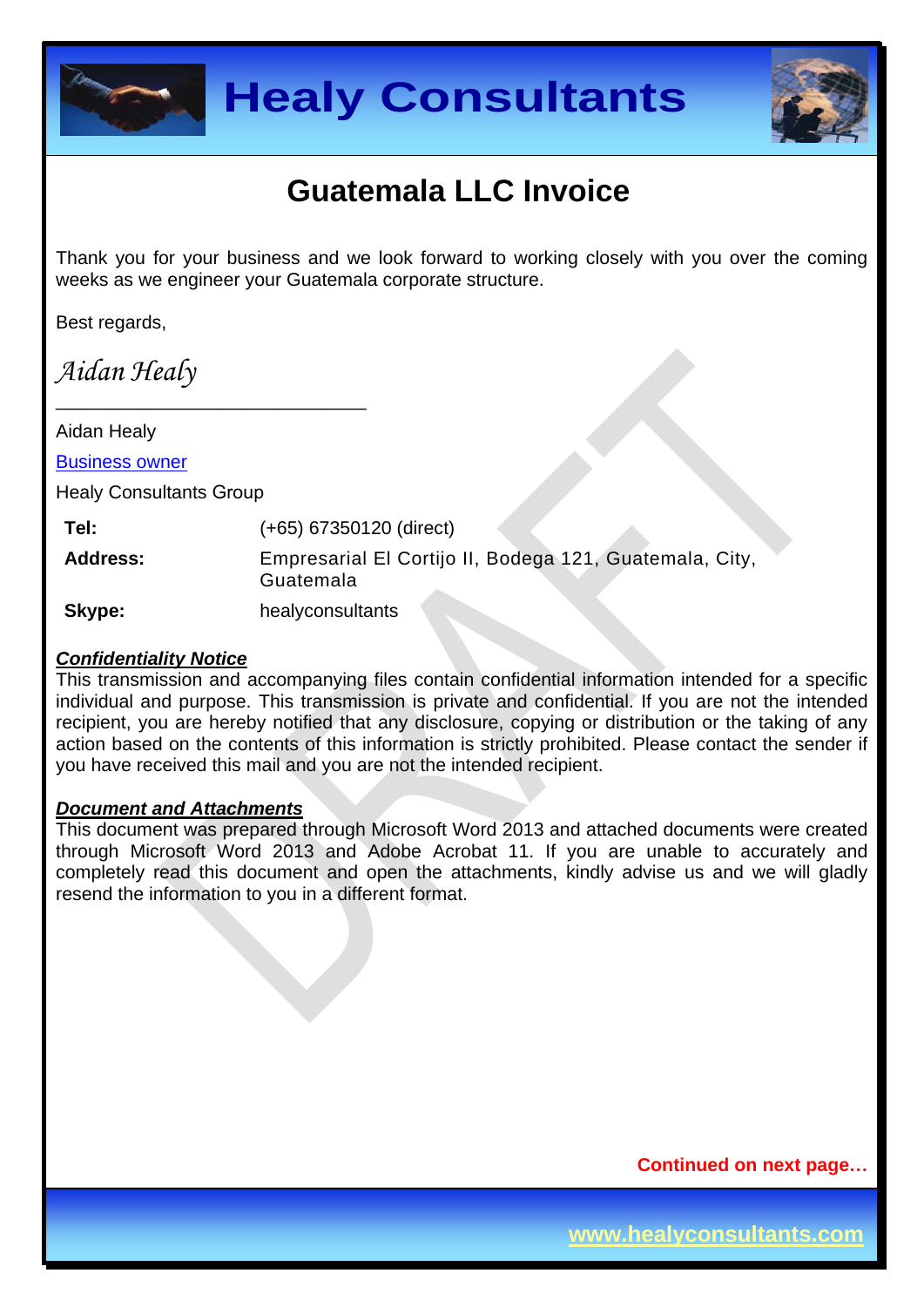# Guatemala LLC Invoice

Thank you for your business and we look forward to working closely with you over the coming weeks as we engineer your Guatemala corporate structure.

Best regards,

*Aidan Healy*

______________________________

Aidan Healy

[Business owner]

Healy Consultants Group

| | |
|---|---|
| **Tel:** | (+65) 67350120 (direct) |
| **Address:** | Empresarial El Cortijo II, Bodega 121, Guatemala, City, Guatemala |
| **Skype:** | healyconsultants |

***Confidentiality Notice***

This transmission and accompanying files contain confidential information intended for a specific individual and purpose. This transmission is private and confidential. If you are not the intended recipient, you are hereby notified that any disclosure, copying or distribution or the taking of any action based on the contents of this information is strictly prohibited. Please contact the sender if you have received this mail and you are not the intended recipient.

***Document and Attachments***

This document was prepared through Microsoft Word 2013 and attached documents were created through Microsoft Word 2013 and Adobe Acrobat 11. If you are unable to accurately and completely read this document and open the attachments, kindly advise us and we will gladly resend the information to you in a different format.

**Continued on next page…**